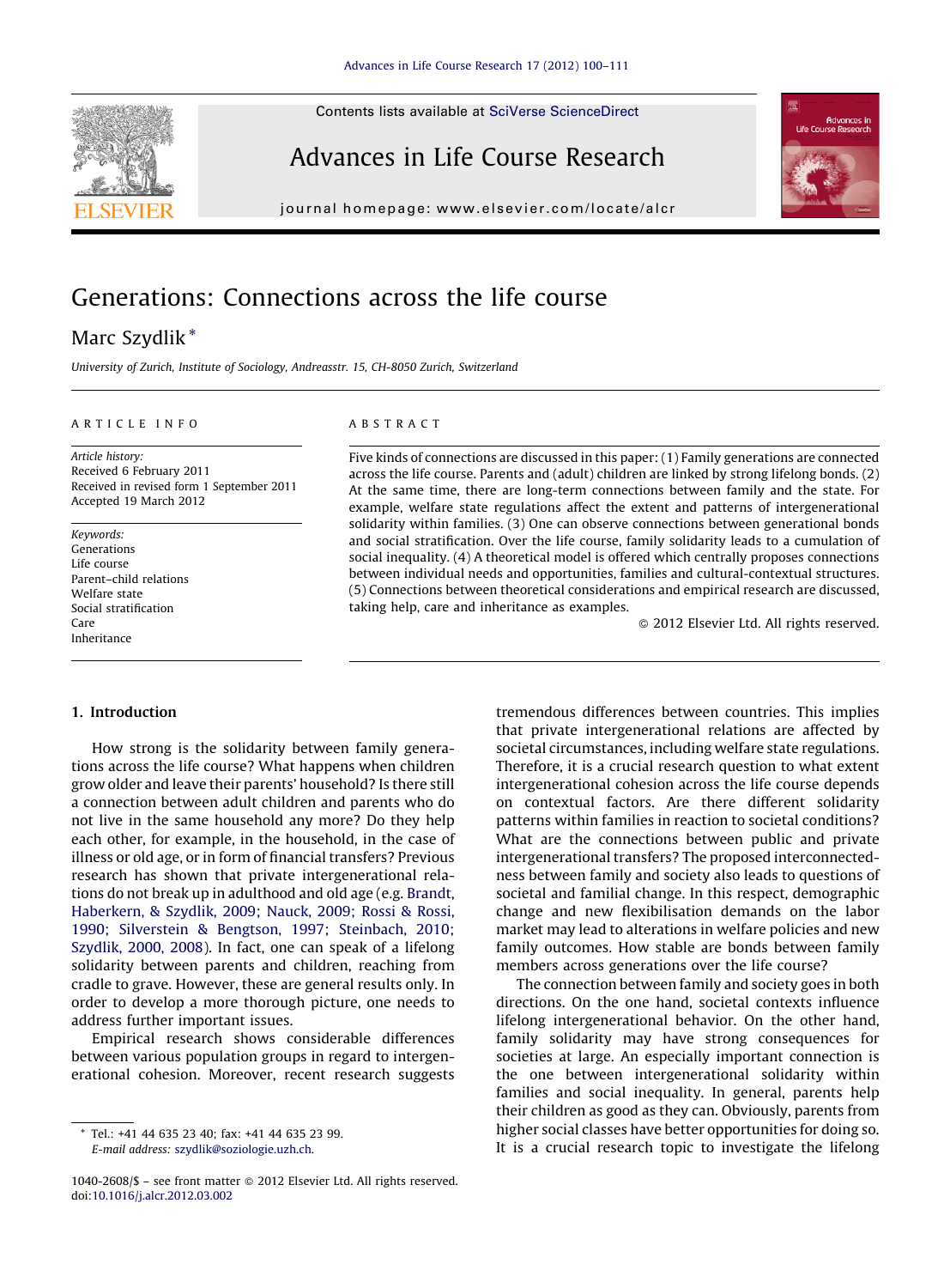# Generations: Connections across the life course

Marc Szydlik *

University of Zurich, Institute of Sociology, Andreasstr. 15, CH-8050 Zurich, Switzerland

ARTICLE INFO

*Article history:*
Received 6 February 2011
Received in revised form 1 September 2011
Accepted 19 March 2012

*Keywords:*
Generations
Life course
Parent–child relations
Welfare state
Social stratification
Care
Inheritance

ABSTRACT

Five kinds of connections are discussed in this paper: (1) Family generations are connected across the life course. Parents and (adult) children are linked by strong lifelong bonds. (2) At the same time, there are long-term connections between family and the state. For example, welfare state regulations affect the extent and patterns of intergenerational solidarity within families. (3) One can observe connections between generational bonds and social stratification. Over the life course, family solidarity leads to a cumulation of social inequality. (4) A theoretical model is offered which centrally proposes connections between individual needs and opportunities, families and cultural-contextual structures. (5) Connections between theoretical considerations and empirical research are discussed, taking help, care and inheritance as examples.

© 2012 Elsevier Ltd. All rights reserved.

## 1. Introduction

How strong is the solidarity between family generations across the life course? What happens when children grow older and leave their parents' household? Is there still a connection between adult children and parents who do not live in the same household any more? Do they help each other, for example, in the household, in the case of illness or old age, or in form of financial transfers? Previous research has shown that private intergenerational relations do not break up in adulthood and old age (e.g. Brandt, Haberkern, & Szydlik, 2009; Nauck, 2009; Rossi & Rossi, 1990; Silverstein & Bengtson, 1997; Steinbach, 2010; Szydlik, 2000, 2008). In fact, one can speak of a lifelong solidarity between parents and children, reaching from cradle to grave. However, these are general results only. In order to develop a more thorough picture, one needs to address further important issues.

Empirical research shows considerable differences between various population groups in regard to intergenerational cohesion. Moreover, recent research suggests tremendous differences between countries. This implies that private intergenerational relations are affected by societal circumstances, including welfare state regulations. Therefore, it is a crucial research question to what extent intergenerational cohesion across the life course depends on contextual factors. Are there different solidarity patterns within families in reaction to societal conditions? What are the connections between public and private intergenerational transfers? The proposed interconnectedness between family and society also leads to questions of societal and familial change. In this respect, demographic change and new flexibilisation demands on the labor market may lead to alterations in welfare policies and new family outcomes. How stable are bonds between family members across generations over the life course?

The connection between family and society goes in both directions. On the one hand, societal contexts influence lifelong intergenerational behavior. On the other hand, family solidarity may have strong consequences for societies at large. An especially important connection is the one between intergenerational solidarity within families and social inequality. In general, parents help their children as good as they can. Obviously, parents from higher social classes have better opportunities for doing so. It is a crucial research topic to investigate the lifelong

* Tel.: +41 44 635 23 40; fax: +41 44 635 23 99.
E-mail address: szydlik@soziologie.uzh.ch.

1040-2608/$ – see front matter © 2012 Elsevier Ltd. All rights reserved.
doi:10.1016/j.alcr.2012.03.002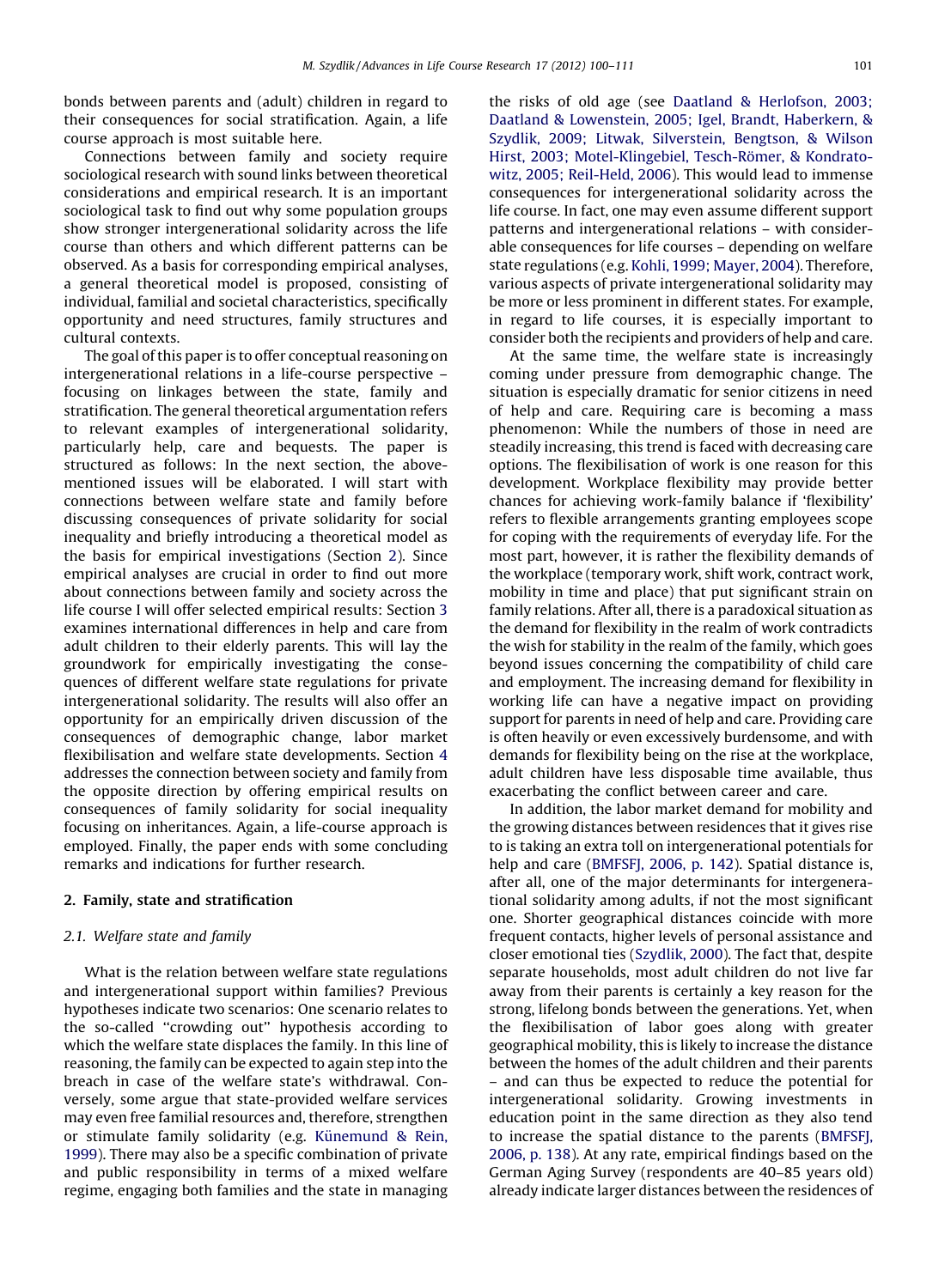bonds between parents and (adult) children in regard to their consequences for social stratification. Again, a life course approach is most suitable here.

Connections between family and society require sociological research with sound links between theoretical considerations and empirical research. It is an important sociological task to find out why some population groups show stronger intergenerational solidarity across the life course than others and which different patterns can be observed. As a basis for corresponding empirical analyses, a general theoretical model is proposed, consisting of individual, familial and societal characteristics, specifically opportunity and need structures, family structures and cultural contexts.

The goal of this paper is to offer conceptual reasoning on intergenerational relations in a life-course perspective – focusing on linkages between the state, family and stratification. The general theoretical argumentation refers to relevant examples of intergenerational solidarity, particularly help, care and bequests. The paper is structured as follows: In the next section, the above-mentioned issues will be elaborated. I will start with connections between welfare state and family before discussing consequences of private solidarity for social inequality and briefly introducing a theoretical model as the basis for empirical investigations (Section 2). Since empirical analyses are crucial in order to find out more about connections between family and society across the life course I will offer selected empirical results: Section 3 examines international differences in help and care from adult children to their elderly parents. This will lay the groundwork for empirically investigating the consequences of different welfare state regulations for private intergenerational solidarity. The results will also offer an opportunity for an empirically driven discussion of the consequences of demographic change, labor market flexibilisation and welfare state developments. Section 4 addresses the connection between society and family from the opposite direction by offering empirical results on consequences of family solidarity for social inequality focusing on inheritances. Again, a life-course approach is employed. Finally, the paper ends with some concluding remarks and indications for further research.

## 2. Family, state and stratification

### 2.1. Welfare state and family

What is the relation between welfare state regulations and intergenerational support within families? Previous hypotheses indicate two scenarios: One scenario relates to the so-called "crowding out" hypothesis according to which the welfare state displaces the family. In this line of reasoning, the family can be expected to again step into the breach in case of the welfare state's withdrawal. Conversely, some argue that state-provided welfare services may even free familial resources and, therefore, strengthen or stimulate family solidarity (e.g. Künemund & Rein, 1999). There may also be a specific combination of private and public responsibility in terms of a mixed welfare regime, engaging both families and the state in managing the risks of old age (see Daatland & Herlofson, 2003; Daatland & Lowenstein, 2005; Igel, Brandt, Haberkern, & Szydlik, 2009; Litwak, Silverstein, Bengtson, & Wilson Hirst, 2003; Motel-Klingebiel, Tesch-Römer, & Kondratowitz, 2005; Reil-Held, 2006). This would lead to immense consequences for intergenerational solidarity across the life course. In fact, one may even assume different support patterns and intergenerational relations – with considerable consequences for life courses – depending on welfare state regulations (e.g. Kohli, 1999; Mayer, 2004). Therefore, various aspects of private intergenerational solidarity may be more or less prominent in different states. For example, in regard to life courses, it is especially important to consider both the recipients and providers of help and care.

At the same time, the welfare state is increasingly coming under pressure from demographic change. The situation is especially dramatic for senior citizens in need of help and care. Requiring care is becoming a mass phenomenon: While the numbers of those in need are steadily increasing, this trend is faced with decreasing care options. The flexibilisation of work is one reason for this development. Workplace flexibility may provide better chances for achieving work-family balance if 'flexibility' refers to flexible arrangements granting employees scope for coping with the requirements of everyday life. For the most part, however, it is rather the flexibility demands of the workplace (temporary work, shift work, contract work, mobility in time and place) that put significant strain on family relations. After all, there is a paradoxical situation as the demand for flexibility in the realm of work contradicts the wish for stability in the realm of the family, which goes beyond issues concerning the compatibility of child care and employment. The increasing demand for flexibility in working life can have a negative impact on providing support for parents in need of help and care. Providing care is often heavily or even excessively burdensome, and with demands for flexibility being on the rise at the workplace, adult children have less disposable time available, thus exacerbating the conflict between career and care.

In addition, the labor market demand for mobility and the growing distances between residences that it gives rise to is taking an extra toll on intergenerational potentials for help and care (BMFSFJ, 2006, p. 142). Spatial distance is, after all, one of the major determinants for intergenerational solidarity among adults, if not the most significant one. Shorter geographical distances coincide with more frequent contacts, higher levels of personal assistance and closer emotional ties (Szydlik, 2000). The fact that, despite separate households, most adult children do not live far away from their parents is certainly a key reason for the strong, lifelong bonds between the generations. Yet, when the flexibilisation of labor goes along with greater geographical mobility, this is likely to increase the distance between the homes of the adult children and their parents – and can thus be expected to reduce the potential for intergenerational solidarity. Growing investments in education point in the same direction as they also tend to increase the spatial distance to the parents (BMFSFJ, 2006, p. 138). At any rate, empirical findings based on the German Aging Survey (respondents are 40–85 years old) already indicate larger distances between the residences of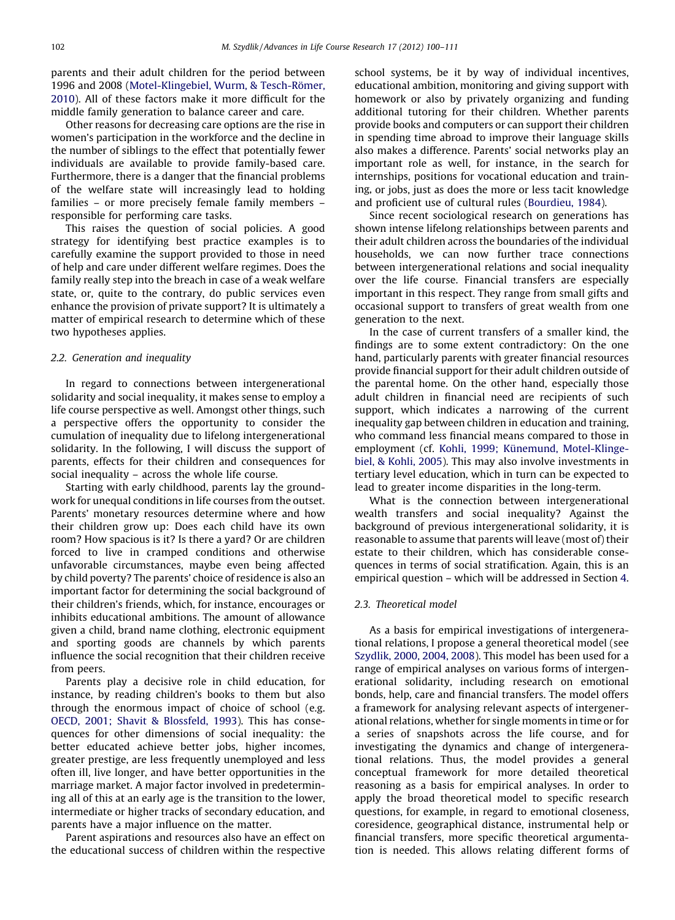parents and their adult children for the period between 1996 and 2008 (Motel-Klingebiel, Wurm, & Tesch-Römer, 2010). All of these factors make it more difficult for the middle family generation to balance career and care.

Other reasons for decreasing care options are the rise in women's participation in the workforce and the decline in the number of siblings to the effect that potentially fewer individuals are available to provide family-based care. Furthermore, there is a danger that the financial problems of the welfare state will increasingly lead to holding families – or more precisely female family members – responsible for performing care tasks.

This raises the question of social policies. A good strategy for identifying best practice examples is to carefully examine the support provided to those in need of help and care under different welfare regimes. Does the family really step into the breach in case of a weak welfare state, or, quite to the contrary, do public services even enhance the provision of private support? It is ultimately a matter of empirical research to determine which of these two hypotheses applies.

### 2.2. Generation and inequality

In regard to connections between intergenerational solidarity and social inequality, it makes sense to employ a life course perspective as well. Amongst other things, such a perspective offers the opportunity to consider the cumulation of inequality due to lifelong intergenerational solidarity. In the following, I will discuss the support of parents, effects for their children and consequences for social inequality – across the whole life course.

Starting with early childhood, parents lay the groundwork for unequal conditions in life courses from the outset. Parents' monetary resources determine where and how their children grow up: Does each child have its own room? How spacious is it? Is there a yard? Or are children forced to live in cramped conditions and otherwise unfavorable circumstances, maybe even being affected by child poverty? The parents' choice of residence is also an important factor for determining the social background of their children's friends, which, for instance, encourages or inhibits educational ambitions. The amount of allowance given a child, brand name clothing, electronic equipment and sporting goods are channels by which parents influence the social recognition that their children receive from peers.

Parents play a decisive role in child education, for instance, by reading children's books to them but also through the enormous impact of choice of school (e.g. OECD, 2001; Shavit & Blossfeld, 1993). This has consequences for other dimensions of social inequality: the better educated achieve better jobs, higher incomes, greater prestige, are less frequently unemployed and less often ill, live longer, and have better opportunities in the marriage market. A major factor involved in predetermining all of this at an early age is the transition to the lower, intermediate or higher tracks of secondary education, and parents have a major influence on the matter.

Parent aspirations and resources also have an effect on the educational success of children within the respective school systems, be it by way of individual incentives, educational ambition, monitoring and giving support with homework or also by privately organizing and funding additional tutoring for their children. Whether parents provide books and computers or can support their children in spending time abroad to improve their language skills also makes a difference. Parents' social networks play an important role as well, for instance, in the search for internships, positions for vocational education and training, or jobs, just as does the more or less tacit knowledge and proficient use of cultural rules (Bourdieu, 1984).

Since recent sociological research on generations has shown intense lifelong relationships between parents and their adult children across the boundaries of the individual households, we can now further trace connections between intergenerational relations and social inequality over the life course. Financial transfers are especially important in this respect. They range from small gifts and occasional support to transfers of great wealth from one generation to the next.

In the case of current transfers of a smaller kind, the findings are to some extent contradictory: On the one hand, particularly parents with greater financial resources provide financial support for their adult children outside of the parental home. On the other hand, especially those adult children in financial need are recipients of such support, which indicates a narrowing of the current inequality gap between children in education and training, who command less financial means compared to those in employment (cf. Kohli, 1999; Künemund, Motel-Klingebiel, & Kohli, 2005). This may also involve investments in tertiary level education, which in turn can be expected to lead to greater income disparities in the long-term.

What is the connection between intergenerational wealth transfers and social inequality? Against the background of previous intergenerational solidarity, it is reasonable to assume that parents will leave (most of) their estate to their children, which has considerable consequences in terms of social stratification. Again, this is an empirical question – which will be addressed in Section 4.

### 2.3. Theoretical model

As a basis for empirical investigations of intergenerational relations, I propose a general theoretical model (see Szydlik, 2000, 2004, 2008). This model has been used for a range of empirical analyses on various forms of intergenerational solidarity, including research on emotional bonds, help, care and financial transfers. The model offers a framework for analysing relevant aspects of intergenerational relations, whether for single moments in time or for a series of snapshots across the life course, and for investigating the dynamics and change of intergenerational relations. Thus, the model provides a general conceptual framework for more detailed theoretical reasoning as a basis for empirical analyses. In order to apply the broad theoretical model to specific research questions, for example, in regard to emotional closeness, coresidence, geographical distance, instrumental help or financial transfers, more specific theoretical argumentation is needed. This allows relating different forms of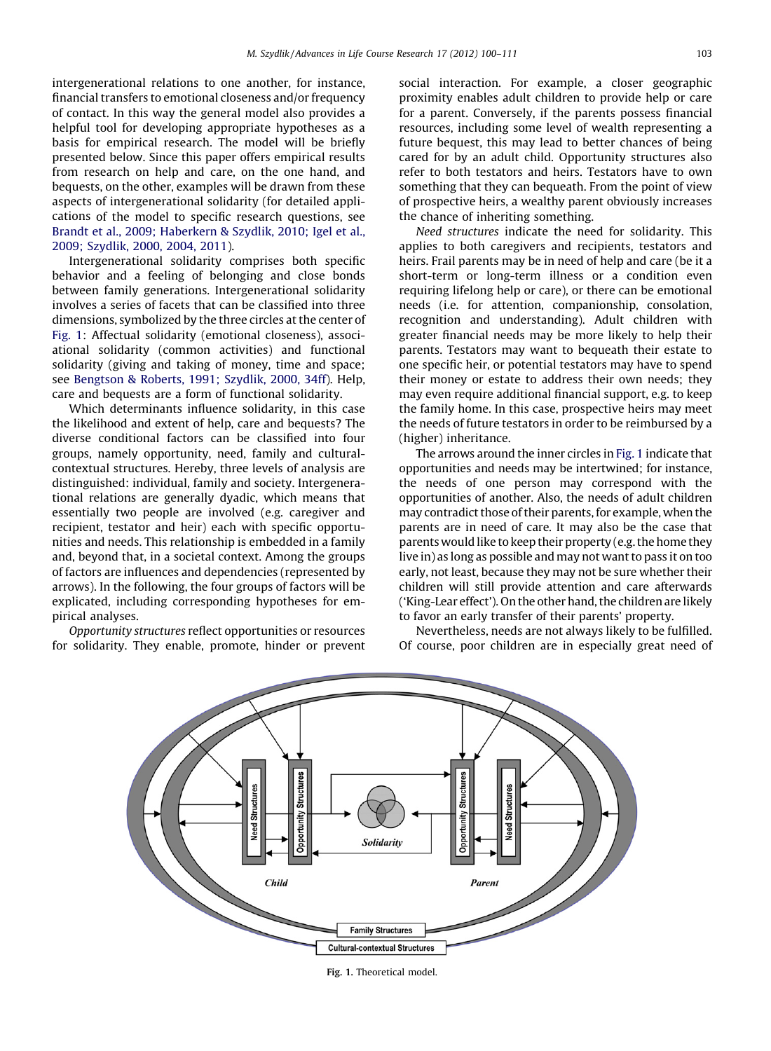intergenerational relations to one another, for instance, financial transfers to emotional closeness and/or frequency of contact. In this way the general model also provides a helpful tool for developing appropriate hypotheses as a basis for empirical research. The model will be briefly presented below. Since this paper offers empirical results from research on help and care, on the one hand, and bequests, on the other, examples will be drawn from these aspects of intergenerational solidarity (for detailed applications of the model to specific research questions, see Brandt et al., 2009; Haberkern & Szydlik, 2010; Igel et al., 2009; Szydlik, 2000, 2004, 2011).

Intergenerational solidarity comprises both specific behavior and a feeling of belonging and close bonds between family generations. Intergenerational solidarity involves a series of facets that can be classified into three dimensions, symbolized by the three circles at the center of Fig. 1: Affectual solidarity (emotional closeness), associational solidarity (common activities) and functional solidarity (giving and taking of money, time and space; see Bengtson & Roberts, 1991; Szydlik, 2000, 34ff). Help, care and bequests are a form of functional solidarity.

Which determinants influence solidarity, in this case the likelihood and extent of help, care and bequests? The diverse conditional factors can be classified into four groups, namely opportunity, need, family and cultural-contextual structures. Hereby, three levels of analysis are distinguished: individual, family and society. Intergenerational relations are generally dyadic, which means that essentially two people are involved (e.g. caregiver and recipient, testator and heir) each with specific opportunities and needs. This relationship is embedded in a family and, beyond that, in a societal context. Among the groups of factors are influences and dependencies (represented by arrows). In the following, the four groups of factors will be explicated, including corresponding hypotheses for empirical analyses.

*Opportunity structures* reflect opportunities or resources for solidarity. They enable, promote, hinder or prevent social interaction. For example, a closer geographic proximity enables adult children to provide help or care for a parent. Conversely, if the parents possess financial resources, including some level of wealth representing a future bequest, this may lead to better chances of being cared for by an adult child. Opportunity structures also refer to both testators and heirs. Testators have to own something that they can bequeath. From the point of view of prospective heirs, a wealthy parent obviously increases the chance of inheriting something.

*Need structures* indicate the need for solidarity. This applies to both caregivers and recipients, testators and heirs. Frail parents may be in need of help and care (be it a short-term or long-term illness or a condition even requiring lifelong help or care), or there can be emotional needs (i.e. for attention, companionship, consolation, recognition and understanding). Adult children with greater financial needs may be more likely to help their parents. Testators may want to bequeath their estate to one specific heir, or potential testators may have to spend their money or estate to address their own needs; they may even require additional financial support, e.g. to keep the family home. In this case, prospective heirs may meet the needs of future testators in order to be reimbursed by a (higher) inheritance.

The arrows around the inner circles in Fig. 1 indicate that opportunities and needs may be intertwined; for instance, the needs of one person may correspond with the opportunities of another. Also, the needs of adult children may contradict those of their parents, for example, when the parents are in need of care. It may also be the case that parents would like to keep their property (e.g. the home they live in) as long as possible and may not want to pass it on too early, not least, because they may not be sure whether their children will still provide attention and care afterwards ('King-Lear effect'). On the other hand, the children are likely to favor an early transfer of their parents' property.

Nevertheless, needs are not always likely to be fulfilled. Of course, poor children are in especially great need of

Fig. 1. Theoretical model.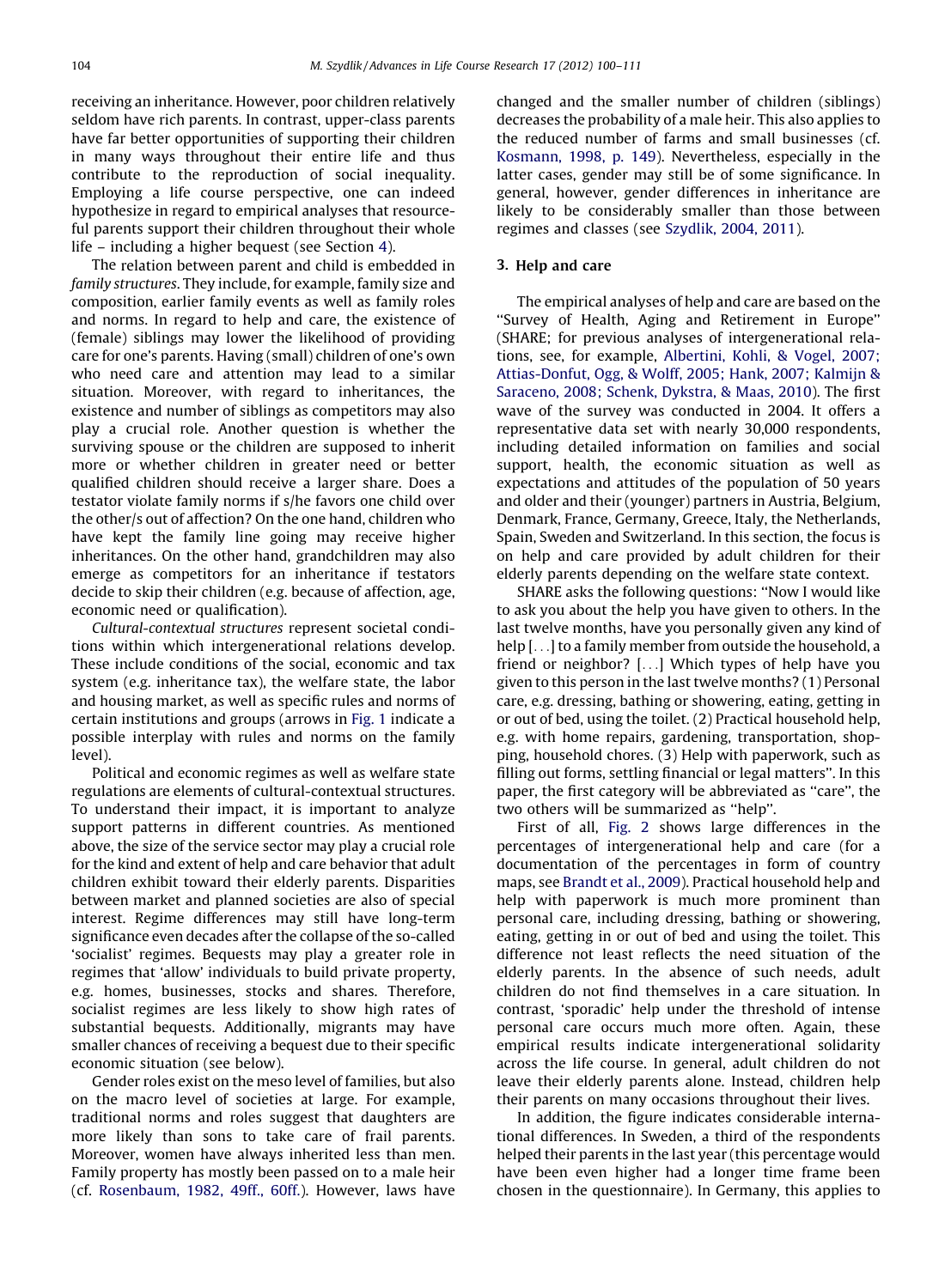receiving an inheritance. However, poor children relatively seldom have rich parents. In contrast, upper-class parents have far better opportunities of supporting their children in many ways throughout their entire life and thus contribute to the reproduction of social inequality. Employing a life course perspective, one can indeed hypothesize in regard to empirical analyses that resourceful parents support their children throughout their whole life – including a higher bequest (see Section 4).

The relation between parent and child is embedded in *family structures*. They include, for example, family size and composition, earlier family events as well as family roles and norms. In regard to help and care, the existence of (female) siblings may lower the likelihood of providing care for one's parents. Having (small) children of one's own who need care and attention may lead to a similar situation. Moreover, with regard to inheritances, the existence and number of siblings as competitors may also play a crucial role. Another question is whether the surviving spouse or the children are supposed to inherit more or whether children in greater need or better qualified children should receive a larger share. Does a testator violate family norms if s/he favors one child over the other/s out of affection? On the one hand, children who have kept the family line going may receive higher inheritances. On the other hand, grandchildren may also emerge as competitors for an inheritance if testators decide to skip their children (e.g. because of affection, age, economic need or qualification).

*Cultural-contextual structures* represent societal conditions within which intergenerational relations develop. These include conditions of the social, economic and tax system (e.g. inheritance tax), the welfare state, the labor and housing market, as well as specific rules and norms of certain institutions and groups (arrows in Fig. 1 indicate a possible interplay with rules and norms on the family level).

Political and economic regimes as well as welfare state regulations are elements of cultural-contextual structures. To understand their impact, it is important to analyze support patterns in different countries. As mentioned above, the size of the service sector may play a crucial role for the kind and extent of help and care behavior that adult children exhibit toward their elderly parents. Disparities between market and planned societies are also of special interest. Regime differences may still have long-term significance even decades after the collapse of the so-called 'socialist' regimes. Bequests may play a greater role in regimes that 'allow' individuals to build private property, e.g. homes, businesses, stocks and shares. Therefore, socialist regimes are less likely to show high rates of substantial bequests. Additionally, migrants may have smaller chances of receiving a bequest due to their specific economic situation (see below).

Gender roles exist on the meso level of families, but also on the macro level of societies at large. For example, traditional norms and roles suggest that daughters are more likely than sons to take care of frail parents. Moreover, women have always inherited less than men. Family property has mostly been passed on to a male heir (cf. Rosenbaum, 1982, 49ff., 60ff.). However, laws have changed and the smaller number of children (siblings) decreases the probability of a male heir. This also applies to the reduced number of farms and small businesses (cf. Kosmann, 1998, p. 149). Nevertheless, especially in the latter cases, gender may still be of some significance. In general, however, gender differences in inheritance are likely to be considerably smaller than those between regimes and classes (see Szydlik, 2004, 2011).

## 3. Help and care

The empirical analyses of help and care are based on the ''Survey of Health, Aging and Retirement in Europe'' (SHARE; for previous analyses of intergenerational relations, see, for example, Albertini, Kohli, & Vogel, 2007; Attias-Donfut, Ogg, & Wolff, 2005; Hank, 2007; Kalmijn & Saraceno, 2008; Schenk, Dykstra, & Maas, 2010). The first wave of the survey was conducted in 2004. It offers a representative data set with nearly 30,000 respondents, including detailed information on families and social support, health, the economic situation as well as expectations and attitudes of the population of 50 years and older and their (younger) partners in Austria, Belgium, Denmark, France, Germany, Greece, Italy, the Netherlands, Spain, Sweden and Switzerland. In this section, the focus is on help and care provided by adult children for their elderly parents depending on the welfare state context.

SHARE asks the following questions: ''Now I would like to ask you about the help you have given to others. In the last twelve months, have you personally given any kind of help [...] to a family member from outside the household, a friend or neighbor? [...] Which types of help have you given to this person in the last twelve months? (1) Personal care, e.g. dressing, bathing or showering, eating, getting in or out of bed, using the toilet. (2) Practical household help, e.g. with home repairs, gardening, transportation, shopping, household chores. (3) Help with paperwork, such as filling out forms, settling financial or legal matters''. In this paper, the first category will be abbreviated as ''care'', the two others will be summarized as ''help''.

First of all, Fig. 2 shows large differences in the percentages of intergenerational help and care (for a documentation of the percentages in form of country maps, see Brandt et al., 2009). Practical household help and help with paperwork is much more prominent than personal care, including dressing, bathing or showering, eating, getting in or out of bed and using the toilet. This difference not least reflects the need situation of the elderly parents. In the absence of such needs, adult children do not find themselves in a care situation. In contrast, 'sporadic' help under the threshold of intense personal care occurs much more often. Again, these empirical results indicate intergenerational solidarity across the life course. In general, adult children do not leave their elderly parents alone. Instead, children help their parents on many occasions throughout their lives.

In addition, the figure indicates considerable international differences. In Sweden, a third of the respondents helped their parents in the last year (this percentage would have been even higher had a longer time frame been chosen in the questionnaire). In Germany, this applies to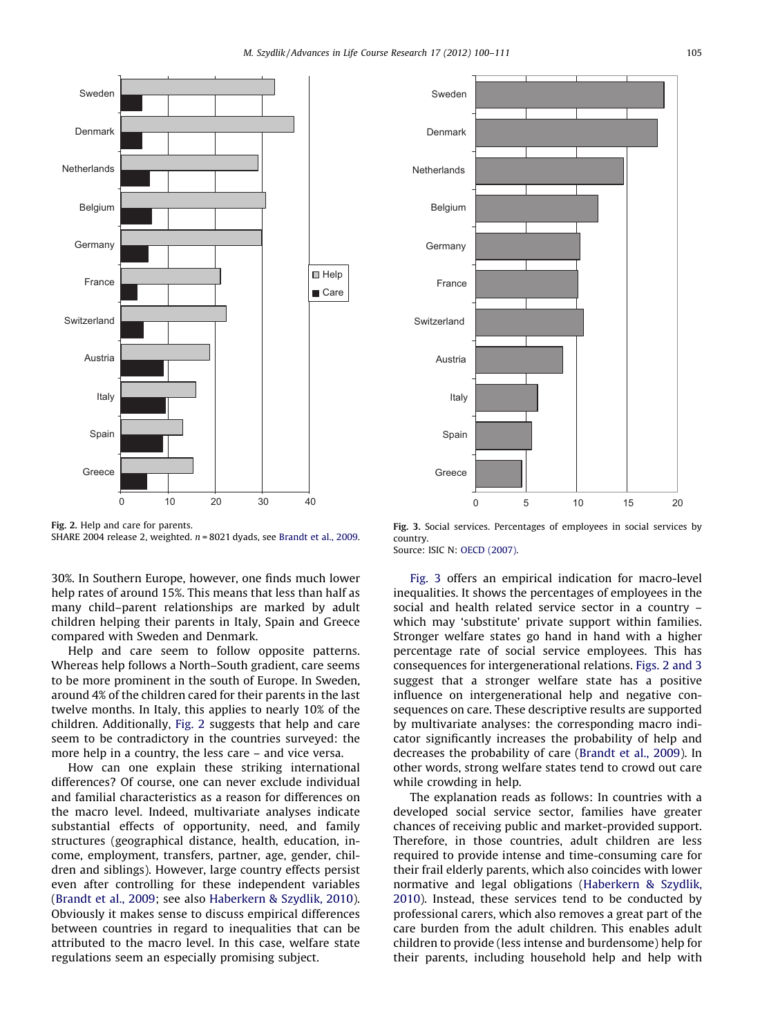Fig. 2. Help and care for parents.
SHARE 2004 release 2, weighted. $n = 8021$ dyads, see Brandt et al., 2009.

Fig. 3. Social services. Percentages of employees in social services by country.
Source: ISIC N: OECD (2007).

30%. In Southern Europe, however, one finds much lower help rates of around 15%. This means that less than half as many child–parent relationships are marked by adult children helping their parents in Italy, Spain and Greece compared with Sweden and Denmark.

Help and care seem to follow opposite patterns. Whereas help follows a North–South gradient, care seems to be more prominent in the south of Europe. In Sweden, around 4% of the children cared for their parents in the last twelve months. In Italy, this applies to nearly 10% of the children. Additionally, Fig. 2 suggests that help and care seem to be contradictory in the countries surveyed: the more help in a country, the less care – and vice versa.

How can one explain these striking international differences? Of course, one can never exclude individual and familial characteristics as a reason for differences on the macro level. Indeed, multivariate analyses indicate substantial effects of opportunity, need, and family structures (geographical distance, health, education, income, employment, transfers, partner, age, gender, children and siblings). However, large country effects persist even after controlling for these independent variables (Brandt et al., 2009; see also Haberkern & Szydlik, 2010). Obviously it makes sense to discuss empirical differences between countries in regard to inequalities that can be attributed to the macro level. In this case, welfare state regulations seem an especially promising subject.

Fig. 3 offers an empirical indication for macro-level inequalities. It shows the percentages of employees in the social and health related service sector in a country – which may 'substitute' private support within families. Stronger welfare states go hand in hand with a higher percentage rate of social service employees. This has consequences for intergenerational relations. Figs. 2 and 3 suggest that a stronger welfare state has a positive influence on intergenerational help and negative consequences on care. These descriptive results are supported by multivariate analyses: the corresponding macro indicator significantly increases the probability of help and decreases the probability of care (Brandt et al., 2009). In other words, strong welfare states tend to crowd out care while crowding in help.

The explanation reads as follows: In countries with a developed social service sector, families have greater chances of receiving public and market-provided support. Therefore, in those countries, adult children are less required to provide intense and time-consuming care for their frail elderly parents, which also coincides with lower normative and legal obligations (Haberkern & Szydlik, 2010). Instead, these services tend to be conducted by professional carers, which also removes a great part of the care burden from the adult children. This enables adult children to provide (less intense and burdensome) help for their parents, including household help and help with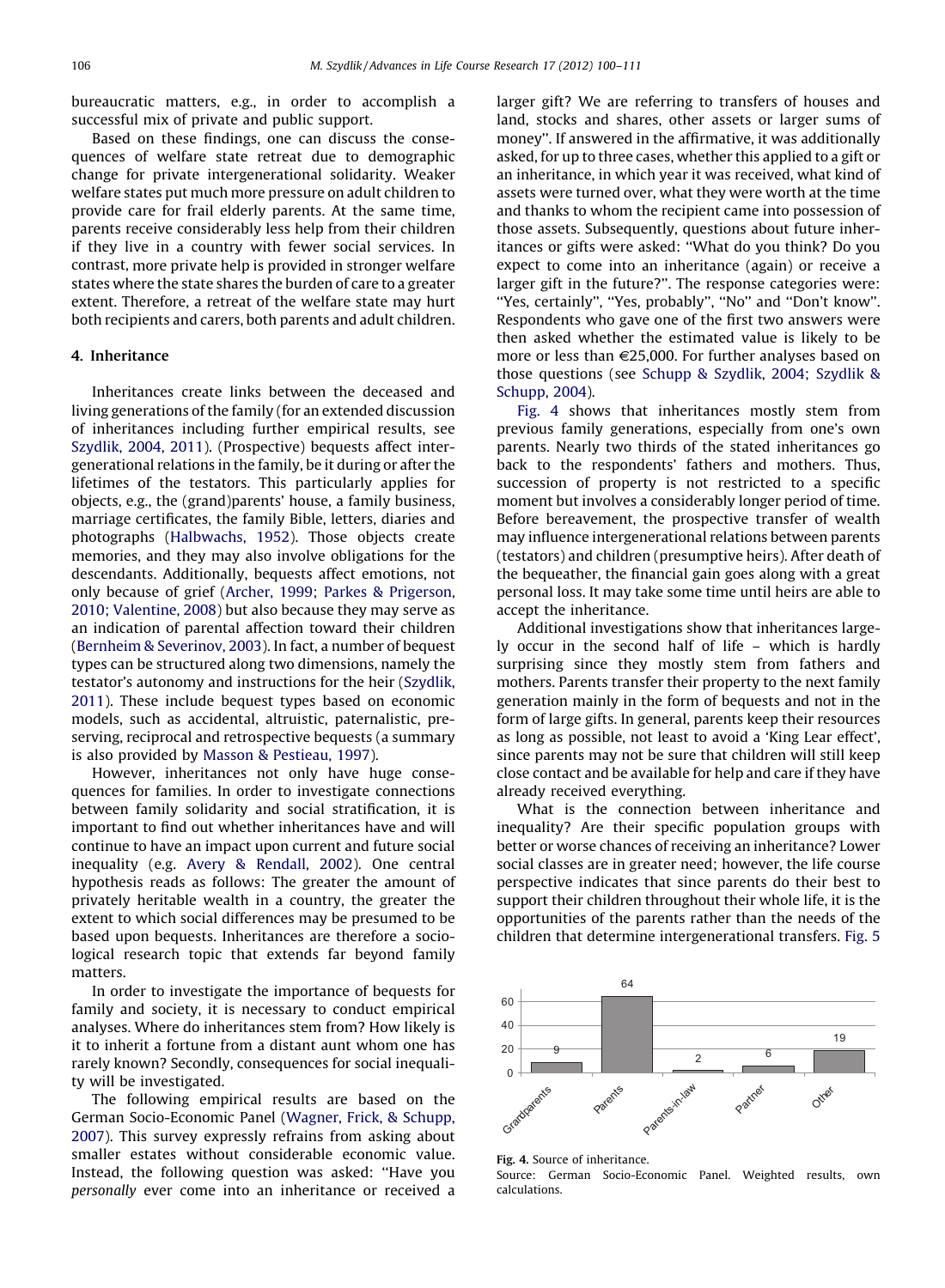bureaucratic matters, e.g., in order to accomplish a successful mix of private and public support.

Based on these findings, one can discuss the consequences of welfare state retreat due to demographic change for private intergenerational solidarity. Weaker welfare states put much more pressure on adult children to provide care for frail elderly parents. At the same time, parents receive considerably less help from their children if they live in a country with fewer social services. In contrast, more private help is provided in stronger welfare states where the state shares the burden of care to a greater extent. Therefore, a retreat of the welfare state may hurt both recipients and carers, both parents and adult children.

## 4. Inheritance

Inheritances create links between the deceased and living generations of the family (for an extended discussion of inheritances including further empirical results, see Szydlik, 2004, 2011). (Prospective) bequests affect intergenerational relations in the family, be it during or after the lifetimes of the testators. This particularly applies for objects, e.g., the (grand)parents' house, a family business, marriage certificates, the family Bible, letters, diaries and photographs (Halbwachs, 1952). Those objects create memories, and they may also involve obligations for the descendants. Additionally, bequests affect emotions, not only because of grief (Archer, 1999; Parkes & Prigerson, 2010; Valentine, 2008) but also because they may serve as an indication of parental affection toward their children (Bernheim & Severinov, 2003). In fact, a number of bequest types can be structured along two dimensions, namely the testator's autonomy and instructions for the heir (Szydlik, 2011). These include bequest types based on economic models, such as accidental, altruistic, paternalistic, preserving, reciprocal and retrospective bequests (a summary is also provided by Masson & Pestieau, 1997).

However, inheritances not only have huge consequences for families. In order to investigate connections between family solidarity and social stratification, it is important to find out whether inheritances have and will continue to have an impact upon current and future social inequality (e.g. Avery & Rendall, 2002). One central hypothesis reads as follows: The greater the amount of privately heritable wealth in a country, the greater the extent to which social differences may be presumed to be based upon bequests. Inheritances are therefore a sociological research topic that extends far beyond family matters.

In order to investigate the importance of bequests for family and society, it is necessary to conduct empirical analyses. Where do inheritances stem from? How likely is it to inherit a fortune from a distant aunt whom one has rarely known? Secondly, consequences for social inequality will be investigated.

The following empirical results are based on the German Socio-Economic Panel (Wagner, Frick, & Schupp, 2007). This survey expressly refrains from asking about smaller estates without considerable economic value. Instead, the following question was asked: "Have you *personally* ever come into an inheritance or received a larger gift? We are referring to transfers of houses and land, stocks and shares, other assets or larger sums of money". If answered in the affirmative, it was additionally asked, for up to three cases, whether this applied to a gift or an inheritance, in which year it was received, what kind of assets were turned over, what they were worth at the time and thanks to whom the recipient came into possession of those assets. Subsequently, questions about future inheritances or gifts were asked: "What do you think? Do you expect to come into an inheritance (again) or receive a larger gift in the future?". The response categories were: "Yes, certainly", "Yes, probably", "No" and "Don't know". Respondents who gave one of the first two answers were then asked whether the estimated value is likely to be more or less than €25,000. For further analyses based on those questions (see Schupp & Szydlik, 2004; Szydlik & Schupp, 2004).

Fig. 4 shows that inheritances mostly stem from previous family generations, especially from one's own parents. Nearly two thirds of the stated inheritances go back to the respondents' fathers and mothers. Thus, succession of property is not restricted to a specific moment but involves a considerably longer period of time. Before bereavement, the prospective transfer of wealth may influence intergenerational relations between parents (testators) and children (presumptive heirs). After death of the bequeather, the financial gain goes along with a great personal loss. It may take some time until heirs are able to accept the inheritance.

Additional investigations show that inheritances largely occur in the second half of life – which is hardly surprising since they mostly stem from fathers and mothers. Parents transfer their property to the next family generation mainly in the form of bequests and not in the form of large gifts. In general, parents keep their resources as long as possible, not least to avoid a 'King Lear effect', since parents may not be sure that children will still keep close contact and be available for help and care if they have already received everything.

What is the connection between inheritance and inequality? Are their specific population groups with better or worse chances of receiving an inheritance? Lower social classes are in greater need; however, the life course perspective indicates that since parents do their best to support their children throughout their whole life, it is the opportunities of the parents rather than the needs of the children that determine intergenerational transfers. Fig. 5

60
40
20
0
9
64
2
6
19
Grandparents
Parents
Parents-in-law
Partner
Other

Fig. 4. Source of inheritance.
Source: German Socio-Economic Panel. Weighted results, own calculations.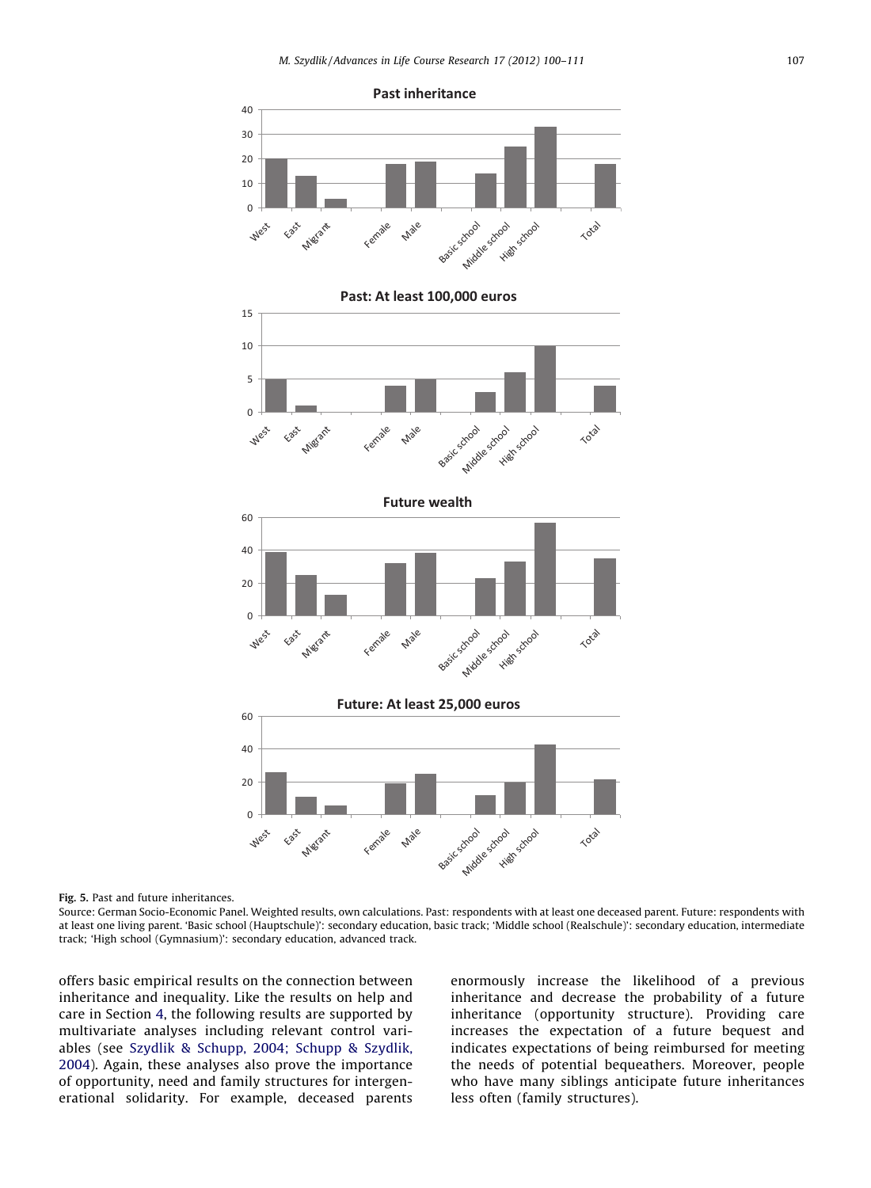Fig. 5. Past and future inheritances.

Source: German Socio-Economic Panel. Weighted results, own calculations. Past: respondents with at least one deceased parent. Future: respondents with at least one living parent. 'Basic school (Hauptschule)': secondary education, basic track; 'Middle school (Realschule)': secondary education, intermediate track; 'High school (Gymnasium)': secondary education, advanced track.

offers basic empirical results on the connection between inheritance and inequality. Like the results on help and care in Section 4, the following results are supported by multivariate analyses including relevant control variables (see Szydlik & Schupp, 2004; Schupp & Szydlik, 2004). Again, these analyses also prove the importance of opportunity, need and family structures for intergenerational solidarity. For example, deceased parents enormously increase the likelihood of a previous inheritance and decrease the probability of a future inheritance (opportunity structure). Providing care increases the expectation of a future bequest and indicates expectations of being reimbursed for meeting the needs of potential bequeathers. Moreover, people who have many siblings anticipate future inheritances less often (family structures).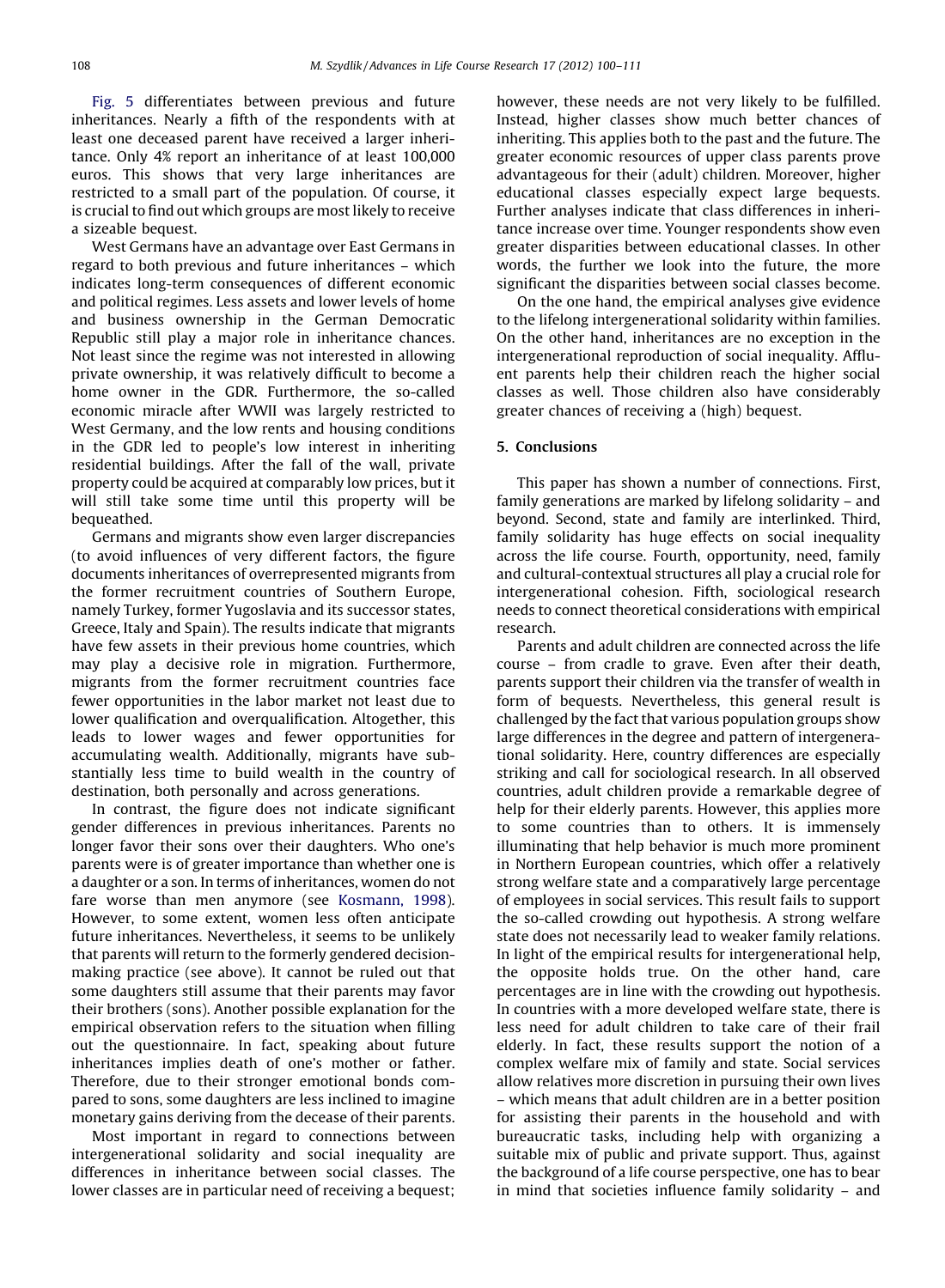Fig. 5 differentiates between previous and future inheritances. Nearly a fifth of the respondents with at least one deceased parent have received a larger inheritance. Only 4% report an inheritance of at least 100,000 euros. This shows that very large inheritances are restricted to a small part of the population. Of course, it is crucial to find out which groups are most likely to receive a sizeable bequest.

West Germans have an advantage over East Germans in regard to both previous and future inheritances – which indicates long-term consequences of different economic and political regimes. Less assets and lower levels of home and business ownership in the German Democratic Republic still play a major role in inheritance chances. Not least since the regime was not interested in allowing private ownership, it was relatively difficult to become a home owner in the GDR. Furthermore, the so-called economic miracle after WWII was largely restricted to West Germany, and the low rents and housing conditions in the GDR led to people's low interest in inheriting residential buildings. After the fall of the wall, private property could be acquired at comparably low prices, but it will still take some time until this property will be bequeathed.

Germans and migrants show even larger discrepancies (to avoid influences of very different factors, the figure documents inheritances of overrepresented migrants from the former recruitment countries of Southern Europe, namely Turkey, former Yugoslavia and its successor states, Greece, Italy and Spain). The results indicate that migrants have few assets in their previous home countries, which may play a decisive role in migration. Furthermore, migrants from the former recruitment countries face fewer opportunities in the labor market not least due to lower qualification and overqualification. Altogether, this leads to lower wages and fewer opportunities for accumulating wealth. Additionally, migrants have substantially less time to build wealth in the country of destination, both personally and across generations.

In contrast, the figure does not indicate significant gender differences in previous inheritances. Parents no longer favor their sons over their daughters. Who one's parents were is of greater importance than whether one is a daughter or a son. In terms of inheritances, women do not fare worse than men anymore (see Kosmann, 1998). However, to some extent, women less often anticipate future inheritances. Nevertheless, it seems to be unlikely that parents will return to the formerly gendered decision-making practice (see above). It cannot be ruled out that some daughters still assume that their parents may favor their brothers (sons). Another possible explanation for the empirical observation refers to the situation when filling out the questionnaire. In fact, speaking about future inheritances implies death of one's mother or father. Therefore, due to their stronger emotional bonds compared to sons, some daughters are less inclined to imagine monetary gains deriving from the decease of their parents.

Most important in regard to connections between intergenerational solidarity and social inequality are differences in inheritance between social classes. The lower classes are in particular need of receiving a bequest; however, these needs are not very likely to be fulfilled. Instead, higher classes show much better chances of inheriting. This applies both to the past and the future. The greater economic resources of upper class parents prove advantageous for their (adult) children. Moreover, higher educational classes especially expect large bequests. Further analyses indicate that class differences in inheritance increase over time. Younger respondents show even greater disparities between educational classes. In other words, the further we look into the future, the more significant the disparities between social classes become.

On the one hand, the empirical analyses give evidence to the lifelong intergenerational solidarity within families. On the other hand, inheritances are no exception in the intergenerational reproduction of social inequality. Affluent parents help their children reach the higher social classes as well. Those children also have considerably greater chances of receiving a (high) bequest.

## 5. Conclusions

This paper has shown a number of connections. First, family generations are marked by lifelong solidarity – and beyond. Second, state and family are interlinked. Third, family solidarity has huge effects on social inequality across the life course. Fourth, opportunity, need, family and cultural-contextual structures all play a crucial role for intergenerational cohesion. Fifth, sociological research needs to connect theoretical considerations with empirical research.

Parents and adult children are connected across the life course – from cradle to grave. Even after their death, parents support their children via the transfer of wealth in form of bequests. Nevertheless, this general result is challenged by the fact that various population groups show large differences in the degree and pattern of intergenerational solidarity. Here, country differences are especially striking and call for sociological research. In all observed countries, adult children provide a remarkable degree of help for their elderly parents. However, this applies more to some countries than to others. It is immensely illuminating that help behavior is much more prominent in Northern European countries, which offer a relatively strong welfare state and a comparatively large percentage of employees in social services. This result fails to support the so-called crowding out hypothesis. A strong welfare state does not necessarily lead to weaker family relations. In light of the empirical results for intergenerational help, the opposite holds true. On the other hand, care percentages are in line with the crowding out hypothesis. In countries with a more developed welfare state, there is less need for adult children to take care of their frail elderly. In fact, these results support the notion of a complex welfare mix of family and state. Social services allow relatives more discretion in pursuing their own lives – which means that adult children are in a better position for assisting their parents in the household and with bureaucratic tasks, including help with organizing a suitable mix of public and private support. Thus, against the background of a life course perspective, one has to bear in mind that societies influence family solidarity – and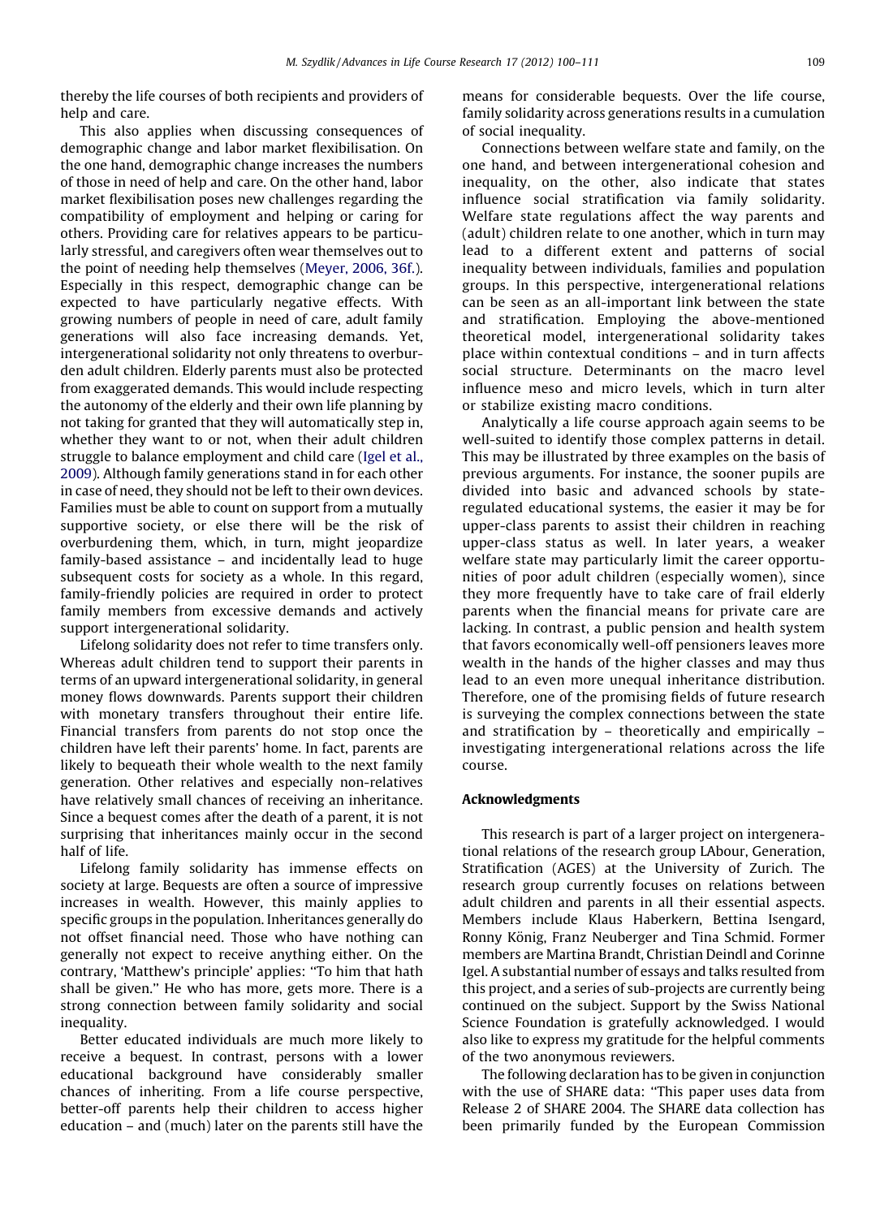thereby the life courses of both recipients and providers of help and care.

This also applies when discussing consequences of demographic change and labor market flexibilisation. On the one hand, demographic change increases the numbers of those in need of help and care. On the other hand, labor market flexibilisation poses new challenges regarding the compatibility of employment and helping or caring for others. Providing care for relatives appears to be particularly stressful, and caregivers often wear themselves out to the point of needing help themselves (Meyer, 2006, 36f.). Especially in this respect, demographic change can be expected to have particularly negative effects. With growing numbers of people in need of care, adult family generations will also face increasing demands. Yet, intergenerational solidarity not only threatens to overburden adult children. Elderly parents must also be protected from exaggerated demands. This would include respecting the autonomy of the elderly and their own life planning by not taking for granted that they will automatically step in, whether they want to or not, when their adult children struggle to balance employment and child care (Igel et al., 2009). Although family generations stand in for each other in case of need, they should not be left to their own devices. Families must be able to count on support from a mutually supportive society, or else there will be the risk of overburdening them, which, in turn, might jeopardize family-based assistance – and incidentally lead to huge subsequent costs for society as a whole. In this regard, family-friendly policies are required in order to protect family members from excessive demands and actively support intergenerational solidarity.

Lifelong solidarity does not refer to time transfers only. Whereas adult children tend to support their parents in terms of an upward intergenerational solidarity, in general money flows downwards. Parents support their children with monetary transfers throughout their entire life. Financial transfers from parents do not stop once the children have left their parents' home. In fact, parents are likely to bequeath their whole wealth to the next family generation. Other relatives and especially non-relatives have relatively small chances of receiving an inheritance. Since a bequest comes after the death of a parent, it is not surprising that inheritances mainly occur in the second half of life.

Lifelong family solidarity has immense effects on society at large. Bequests are often a source of impressive increases in wealth. However, this mainly applies to specific groups in the population. Inheritances generally do not offset financial need. Those who have nothing can generally not expect to receive anything either. On the contrary, 'Matthew's principle' applies: "To him that hath shall be given." He who has more, gets more. There is a strong connection between family solidarity and social inequality.

Better educated individuals are much more likely to receive a bequest. In contrast, persons with a lower educational background have considerably smaller chances of inheriting. From a life course perspective, better-off parents help their children to access higher education – and (much) later on the parents still have the means for considerable bequests. Over the life course, family solidarity across generations results in a cumulation of social inequality.

Connections between welfare state and family, on the one hand, and between intergenerational cohesion and inequality, on the other, also indicate that states influence social stratification via family solidarity. Welfare state regulations affect the way parents and (adult) children relate to one another, which in turn may lead to a different extent and patterns of social inequality between individuals, families and population groups. In this perspective, intergenerational relations can be seen as an all-important link between the state and stratification. Employing the above-mentioned theoretical model, intergenerational solidarity takes place within contextual conditions – and in turn affects social structure. Determinants on the macro level influence meso and micro levels, which in turn alter or stabilize existing macro conditions.

Analytically a life course approach again seems to be well-suited to identify those complex patterns in detail. This may be illustrated by three examples on the basis of previous arguments. For instance, the sooner pupils are divided into basic and advanced schools by state-regulated educational systems, the easier it may be for upper-class parents to assist their children in reaching upper-class status as well. In later years, a weaker welfare state may particularly limit the career opportunities of poor adult children (especially women), since they more frequently have to take care of frail elderly parents when the financial means for private care are lacking. In contrast, a public pension and health system that favors economically well-off pensioners leaves more wealth in the hands of the higher classes and may thus lead to an even more unequal inheritance distribution. Therefore, one of the promising fields of future research is surveying the complex connections between the state and stratification by – theoretically and empirically – investigating intergenerational relations across the life course.

## Acknowledgments

This research is part of a larger project on intergenerational relations of the research group LAbour, Generation, Stratification (AGES) at the University of Zurich. The research group currently focuses on relations between adult children and parents in all their essential aspects. Members include Klaus Haberkern, Bettina Isengard, Ronny König, Franz Neuberger and Tina Schmid. Former members are Martina Brandt, Christian Deindl and Corinne Igel. A substantial number of essays and talks resulted from this project, and a series of sub-projects are currently being continued on the subject. Support by the Swiss National Science Foundation is gratefully acknowledged. I would also like to express my gratitude for the helpful comments of the two anonymous reviewers.

The following declaration has to be given in conjunction with the use of SHARE data: "This paper uses data from Release 2 of SHARE 2004. The SHARE data collection has been primarily funded by the European Commission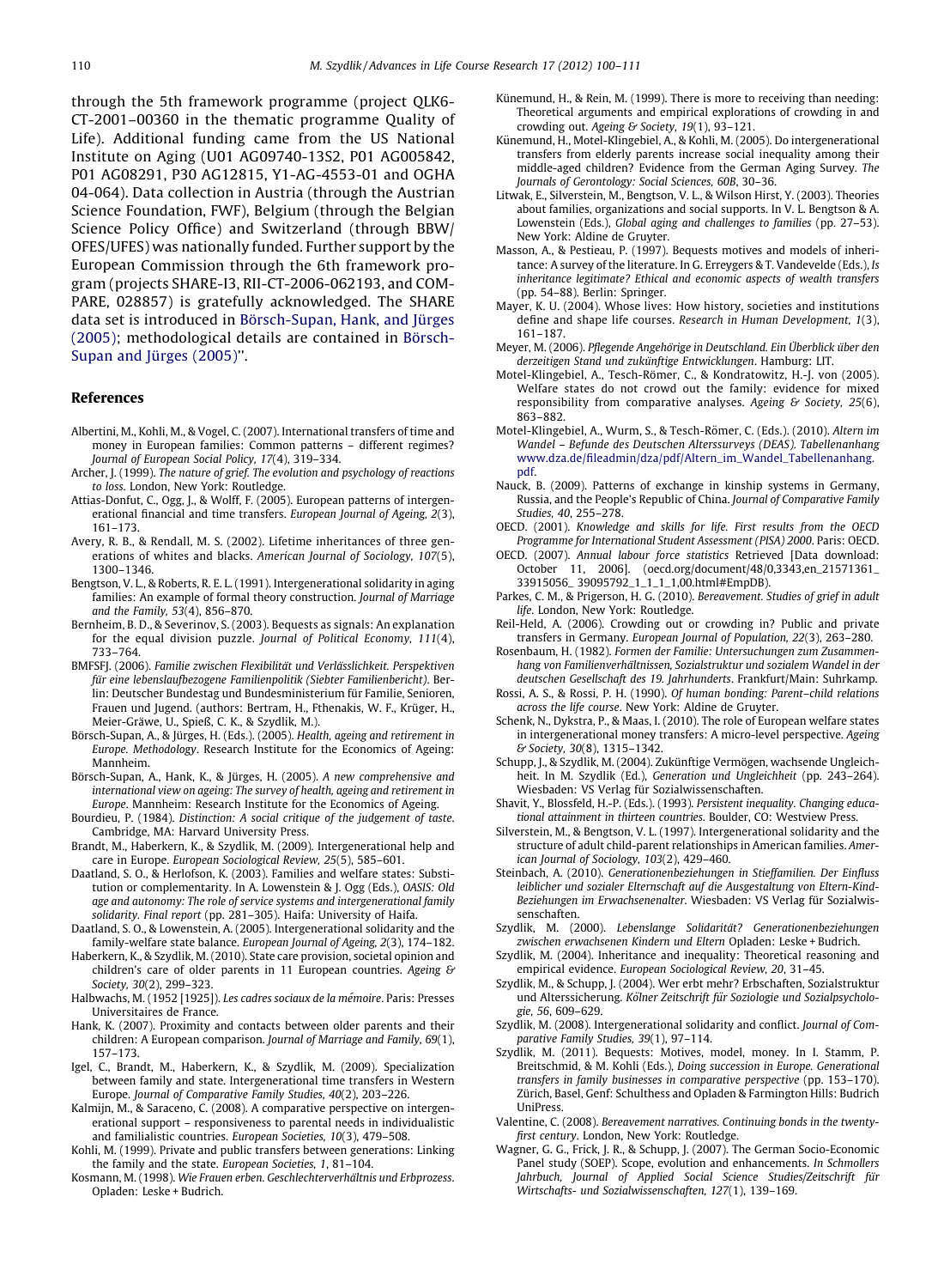through the 5th framework programme (project QLK6-CT-2001–00360 in the thematic programme Quality of Life). Additional funding came from the US National Institute on Aging (U01 AG09740-13S2, P01 AG005842, P01 AG08291, P30 AG12815, Y1-AG-4553-01 and OGHA 04-064). Data collection in Austria (through the Austrian Science Foundation, FWF), Belgium (through the Belgian Science Policy Office) and Switzerland (through BBW/OFES/UFES) was nationally funded. Further support by the European Commission through the 6th framework program (projects SHARE-I3, RII-CT-2006-062193, and COMPARE, 028857) is gratefully acknowledged. The SHARE data set is introduced in Börsch-Supan, Hank, and Jürges (2005); methodological details are contained in Börsch-Supan and Jürges (2005)".

## References

Albertini, M., Kohli, M., & Vogel, C. (2007). International transfers of time and money in European families: Common patterns – different regimes? *Journal of European Social Policy, 17*(4), 319–334.

Archer, J. (1999). *The nature of grief. The evolution and psychology of reactions to loss*. London, New York: Routledge.

Attias-Donfut, C., Ogg, J., & Wolff, F. (2005). European patterns of intergenerational financial and time transfers. *European Journal of Ageing, 2*(3), 161–173.

Avery, R. B., & Rendall, M. S. (2002). Lifetime inheritances of three generations of whites and blacks. *American Journal of Sociology, 107*(5), 1300–1346.

Bengtson, V. L., & Roberts, R. E. L. (1991). Intergenerational solidarity in aging families: An example of formal theory construction. *Journal of Marriage and the Family, 53*(4), 856–870.

Bernheim, B. D., & Severinov, S. (2003). Bequests as signals: An explanation for the equal division puzzle. *Journal of Political Economy, 111*(4), 733–764.

BMFSFJ. (2006). *Familie zwischen Flexibilität und Verlässlichkeit. Perspektiven für eine lebenslaufbezogene Familienpolitik (Siebter Familienbericht)*. Berlin: Deutscher Bundestag und Bundesministerium für Familie, Senioren, Frauen und Jugend. (authors: Bertram, H., Fthenakis, W. F., Krüger, H., Meier-Gräwe, U., Spieß, C. K., & Szydlik, M.).

Börsch-Supan, A., & Jürges, H. (Eds.). (2005). *Health, ageing and retirement in Europe. Methodology*. Research Institute for the Economics of Ageing: Mannheim.

Börsch-Supan, A., Hank, K., & Jürges, H. (2005). *A new comprehensive and international view on ageing: The survey of health, ageing and retirement in Europe*. Mannheim: Research Institute for the Economics of Ageing.

Bourdieu, P. (1984). *Distinction: A social critique of the judgement of taste*. Cambridge, MA: Harvard University Press.

Brandt, M., Haberkern, K., & Szydlik, M. (2009). Intergenerational help and care in Europe. *European Sociological Review, 25*(5), 585–601.

Daatland, S. O., & Herlofson, K. (2003). Families and welfare states: Substitution or complementarity. In A. Lowenstein & J. Ogg (Eds.), *OASIS: Old age and autonomy: The role of service systems and intergenerational family solidarity. Final report* (pp. 281–305). Haifa: University of Haifa.

Daatland, S. O., & Lowenstein, A. (2005). Intergenerational solidarity and the family-welfare state balance. *European Journal of Ageing, 2*(3), 174–182.

Haberkern, K., & Szydlik, M. (2010). State care provision, societal opinion and children's care of older parents in 11 European countries. *Ageing & Society, 30*(2), 299–323.

Halbwachs, M. (1952 [1925]). *Les cadres sociaux de la mémoire*. Paris: Presses Universitaires de France.

Hank, K. (2007). Proximity and contacts between older parents and their children: A European comparison. *Journal of Marriage and Family, 69*(1), 157–173.

Igel, C., Brandt, M., Haberkern, K., & Szydlik, M. (2009). Specialization between family and state. Intergenerational time transfers in Western Europe. *Journal of Comparative Family Studies, 40*(2), 203–226.

Kalmijn, M., & Saraceno, C. (2008). A comparative perspective on intergenerational support – responsiveness to parental needs in individualistic and familialistic countries. *European Societies, 10*(3), 479–508.

Kohli, M. (1999). Private and public transfers between generations: Linking the family and the state. *European Societies, 1*, 81–104.

Kosmann, M. (1998). *Wie Frauen erben. Geschlechterverhältnis und Erbprozess*. Opladen: Leske + Budrich.

Künemund, H., & Rein, M. (1999). There is more to receiving than needing: Theoretical arguments and empirical explorations of crowding in and crowding out. *Ageing & Society, 19*(1), 93–121.

Künemund, H., Motel-Klingebiel, A., & Kohli, M. (2005). Do intergenerational transfers from elderly parents increase social inequality among their middle-aged children? Evidence from the German Aging Survey. *The Journals of Gerontology: Social Sciences, 60B*, 30–36.

Litwak, E., Silverstein, M., Bengtson, V. L., & Wilson Hirst, Y. (2003). Theories about families, organizations and social supports. In V. L. Bengtson & A. Lowenstein (Eds.), *Global aging and challenges to families* (pp. 27–53). New York: Aldine de Gruyter.

Masson, A., & Pestieau, P. (1997). Bequests motives and models of inheritance: A survey of the literature. In G. Erreygers & T. Vandevelde (Eds.), *Is inheritance legitimate? Ethical and economic aspects of wealth transfers* (pp. 54–88). Berlin: Springer.

Mayer, K. U. (2004). Whose lives: How history, societies and institutions define and shape life courses. *Research in Human Development, 1*(3), 161–187.

Meyer, M. (2006). *Pflegende Angehörige in Deutschland. Ein Überblick über den derzeitigen Stand und zukünftige Entwicklungen*. Hamburg: LIT.

Motel-Klingebiel, A., Tesch-Römer, C., & Kondratowitz, H.-J. von (2005). Welfare states do not crowd out the family: evidence for mixed responsibility from comparative analyses. *Ageing & Society, 25*(6), 863–882.

Motel-Klingebiel, A., Wurm, S., & Tesch-Römer, C. (Eds.). (2010). *Altern im Wandel – Befunde des Deutschen Alterssurveys (DEAS). Tabellenanhang* www.dza.de/fileadmin/dza/pdf/Altern_im_Wandel_Tabellenanhang.pdf.

Nauck, B. (2009). Patterns of exchange in kinship systems in Germany, Russia, and the People's Republic of China. *Journal of Comparative Family Studies, 40*, 255–278.

OECD. (2001). *Knowledge and skills for life. First results from the OECD Programme for International Student Assessment (PISA) 2000*. Paris: OECD.

OECD. (2007). *Annual labour force statistics* Retrieved [Data download: October 11, 2006]. (oecd.org/document/48/0,3343,en_21571361_33915056_39095792_1_1_1_1,00.html#EmpDB).

Parkes, C. M., & Prigerson, H. G. (2010). *Bereavement. Studies of grief in adult life*. London, New York: Routledge.

Reil-Held, A. (2006). Crowding out or crowding in? Public and private transfers in Germany. *European Journal of Population, 22*(3), 263–280.

Rosenbaum, H. (1982). *Formen der Familie: Untersuchungen zum Zusammenhang von Familienverhältnissen, Sozialstruktur und sozialem Wandel in der deutschen Gesellschaft des 19. Jahrhunderts*. Frankfurt/Main: Suhrkamp.

Rossi, A. S., & Rossi, P. H. (1990). *Of human bonding: Parent–child relations across the life course*. New York: Aldine de Gruyter.

Schenk, N., Dykstra, P., & Maas, I. (2010). The role of European welfare states in intergenerational money transfers: A micro-level perspective. *Ageing & Society, 30*(8), 1315–1342.

Schupp, J., & Szydlik, M. (2004). Zukünftige Vermögen, wachsende Ungleichheit. In M. Szydlik (Ed.), *Generation und Ungleichheit* (pp. 243–264). Wiesbaden: VS Verlag für Sozialwissenschaften.

Shavit, Y., Blossfeld, H.-P. (Eds.). (1993). *Persistent inequality. Changing educational attainment in thirteen countries*. Boulder, CO: Westview Press.

Silverstein, M., & Bengtson, V. L. (1997). Intergenerational solidarity and the structure of adult child-parent relationships in American families. *American Journal of Sociology, 103*(2), 429–460.

Steinbach, A. (2010). *Generationenbeziehungen in Stieffamilien. Der Einfluss leiblicher und sozialer Elternschaft auf die Ausgestaltung von Eltern-Kind-Beziehungen im Erwachsenenalter*. Wiesbaden: VS Verlag für Sozialwissenschaften.

Szydlik, M. (2000). *Lebenslange Solidarität? Generationenbeziehungen zwischen erwachsenen Kindern und Eltern* Opladen: Leske + Budrich.

Szydlik, M. (2004). Inheritance and inequality: Theoretical reasoning and empirical evidence. *European Sociological Review, 20*, 31–45.

Szydlik, M., & Schupp, J. (2004). Wer erbt mehr? Erbschaften, Sozialstruktur und Alterssicherung. *Kölner Zeitschrift für Soziologie und Sozialpsychologie, 56*, 609–629.

Szydlik, M. (2008). Intergenerational solidarity and conflict. *Journal of Comparative Family Studies, 39*(1), 97–114.

Szydlik, M. (2011). Bequests: Motives, model, money. In I. Stamm, P. Breitschmid, & M. Kohli (Eds.), *Doing succession in Europe. Generational transfers in family businesses in comparative perspective* (pp. 153–170). Zürich, Basel, Genf: Schulthess and Opladen & Farmington Hills: Budrich UniPress.

Valentine, C. (2008). *Bereavement narratives. Continuing bonds in the twenty-first century*. London, New York: Routledge.

Wagner, G. G., Frick, J. R., & Schupp, J. (2007). The German Socio-Economic Panel study (SOEP). Scope, evolution and enhancements. *In Schmollers Jahrbuch, Journal of Applied Social Science Studies/Zeitschrift für Wirtschafts- und Sozialwissenschaften, 127*(1), 139–169.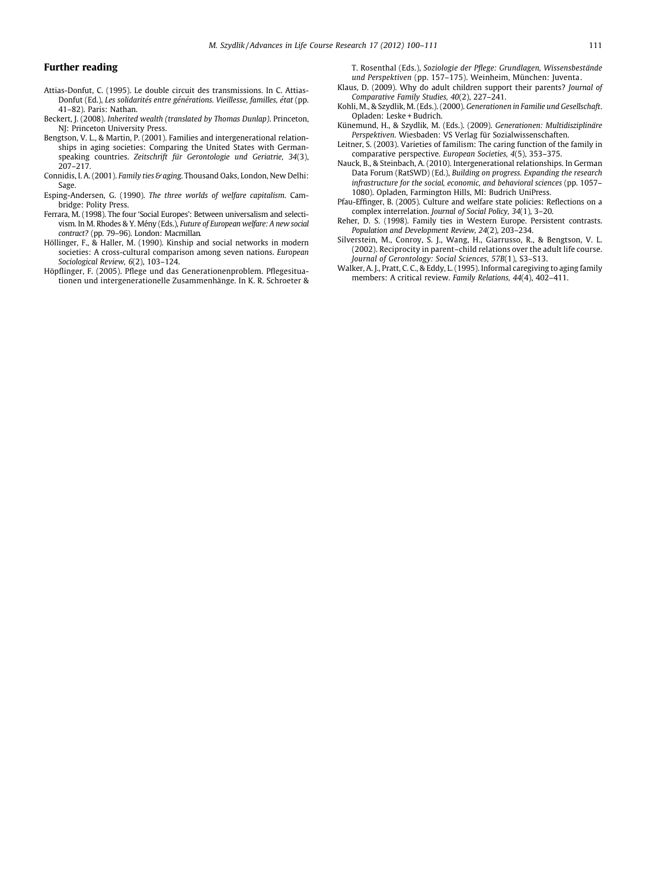## Further reading

Attias-Donfut, C. (1995). Le double circuit des transmissions. In C. Attias-Donfut (Ed.), *Les solidarités entre générations. Vieillesse, familles, état* (pp. 41–82). Paris: Nathan.

Beckert, J. (2008). *Inherited wealth (translated by Thomas Dunlap)*. Princeton, NJ: Princeton University Press.

Bengtson, V. L., & Martin, P. (2001). Families and intergenerational relationships in aging societies: Comparing the United States with German-speaking countries. *Zeitschrift für Gerontologie und Geriatrie, 34*(3), 207–217.

Connidis, I. A. (2001). *Family ties & aging*. Thousand Oaks, London, New Delhi: Sage.

Esping-Andersen, G. (1990). *The three worlds of welfare capitalism*. Cambridge: Polity Press.

Ferrara, M. (1998). The four 'Social Europes': Between universalism and selectivism. In M. Rhodes & Y. Mény (Eds.), *Future of European welfare: A new social contract?* (pp. 79–96). London: Macmillan.

Höllinger, F., & Haller, M. (1990). Kinship and social networks in modern societies: A cross-cultural comparison among seven nations. *European Sociological Review, 6*(2), 103–124.

Höpflinger, F. (2005). Pflege und das Generationenproblem. Pflegesituationen und intergenerationelle Zusammenhänge. In K. R. Schroeter & T. Rosenthal (Eds.), *Soziologie der Pflege: Grundlagen, Wissensbestände und Perspektiven* (pp. 157–175). Weinheim, München: Juventa.

Klaus, D. (2009). Why do adult children support their parents? *Journal of Comparative Family Studies, 40*(2), 227–241.

Kohli, M., & Szydlik, M. (Eds.). (2000). *Generationen in Familie und Gesellschaft*. Opladen: Leske + Budrich.

Künemund, H., & Szydlik, M. (Eds.). (2009). *Generationen: Multidisziplinäre Perspektiven*. Wiesbaden: VS Verlag für Sozialwissenschaften.

Leitner, S. (2003). Varieties of familism: The caring function of the family in comparative perspective. *European Societies, 4*(5), 353–375.

Nauck, B., & Steinbach, A. (2010). Intergenerational relationships. In German Data Forum (RatSWD) (Ed.), *Building on progress. Expanding the research infrastructure for the social, economic, and behavioral sciences* (pp. 1057–1080). Opladen, Farmington Hills, MI: Budrich UniPress.

Pfau-Effinger, B. (2005). Culture and welfare state policies: Reflections on a complex interrelation. *Journal of Social Policy, 34*(1), 3–20.

Reher, D. S. (1998). Family ties in Western Europe. Persistent contrasts. *Population and Development Review, 24*(2), 203–234.

Silverstein, M., Conroy, S. J., Wang, H., Giarrusso, R., & Bengtson, V. L. (2002). Reciprocity in parent–child relations over the adult life course. *Journal of Gerontology: Social Sciences, 57B*(1), S3–S13.

Walker, A. J., Pratt, C. C., & Eddy, L. (1995). Informal caregiving to aging family members: A critical review. *Family Relations, 44*(4), 402–411.